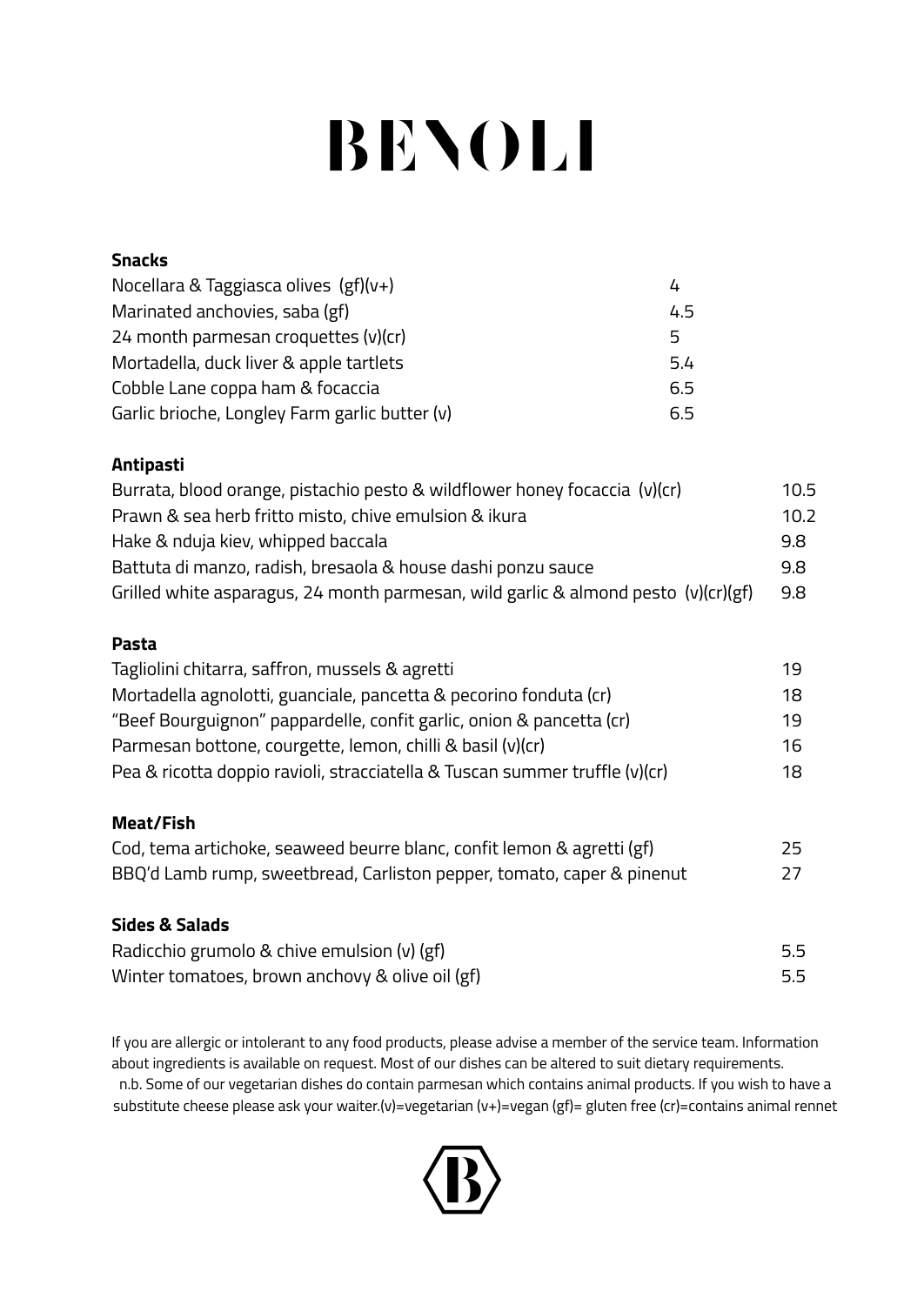# BENOLI

## Snacks

| Item | Price |
|---|---|
| Nocellara & Taggiasca olives (gf)(v+) | 4 |
| Marinated anchovies, saba (gf) | 4.5 |
| 24 month parmesan croquettes (v)(cr) | 5 |
| Mortadella, duck liver & apple tartlets | 5.4 |
| Cobble Lane coppa ham & focaccia | 6.5 |
| Garlic brioche, Longley Farm garlic butter (v) | 6.5 |

## Antipasti

| Item | Price |
|---|---|
| Burrata, blood orange, pistachio pesto & wildflower honey focaccia (v)(cr) | 10.5 |
| Prawn & sea herb fritto misto, chive emulsion & ikura | 10.2 |
| Hake & nduja kiev, whipped baccala | 9.8 |
| Battuta di manzo, radish, bresaola & house dashi ponzu sauce | 9.8 |
| Grilled white asparagus, 24 month parmesan, wild garlic & almond pesto (v)(cr)(gf) | 9.8 |

## Pasta

| Item | Price |
|---|---|
| Tagliolini chitarra, saffron, mussels & agretti | 19 |
| Mortadella agnolotti, guanciale, pancetta & pecorino fonduta (cr) | 18 |
| "Beef Bourguignon" pappardelle, confit garlic, onion & pancetta (cr) | 19 |
| Parmesan bottone, courgette, lemon, chilli & basil (v)(cr) | 16 |
| Pea & ricotta doppio ravioli, stracciatella & Tuscan summer truffle (v)(cr) | 18 |

## Meat/Fish

| Item | Price |
|---|---|
| Cod, tema artichoke, seaweed beurre blanc, confit lemon & agretti (gf) | 25 |
| BBQ'd Lamb rump, sweetbread, Carliston pepper, tomato, caper & pinenut | 27 |

## Sides & Salads

| Item | Price |
|---|---|
| Radicchio grumolo & chive emulsion (v) (gf) | 5.5 |
| Winter tomatoes, brown anchovy & olive oil (gf) | 5.5 |

If you are allergic or intolerant to any food products, please advise a member of the service team. Information about ingredients is available on request. Most of our dishes can be altered to suit dietary requirements. n.b. Some of our vegetarian dishes do contain parmesan which contains animal products. If you wish to have a substitute cheese please ask your waiter.(v)=vegetarian (v+)=vegan (gf)= gluten free (cr)=contains animal rennet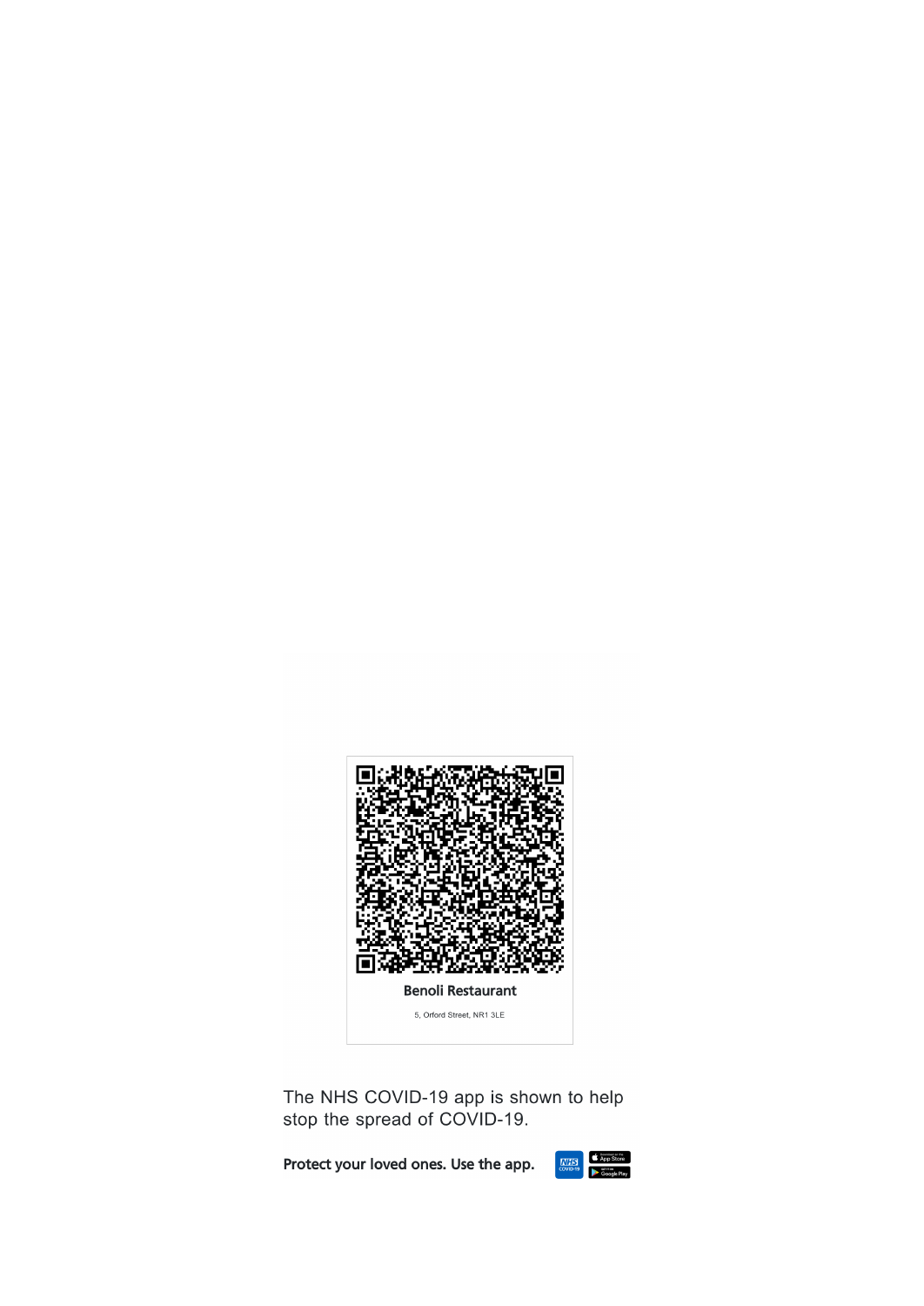**Benoli Restaurant**

5, Orford Street, NR1 3LE

The NHS COVID-19 app is shown to help stop the spread of COVID-19.

**Protect your loved ones. Use the app.**